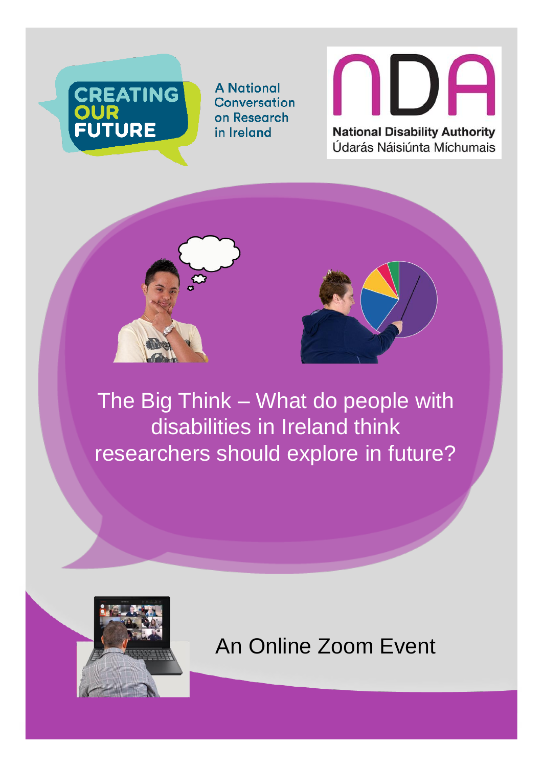CREATING OUR FUTURE

A National Conversation on Research in Ireland

NDA

National Disability Authority
Údarás Náisiúnta Míchumais

# The Big Think – What do people with disabilities in Ireland think researchers should explore in future?

An Online Zoom Event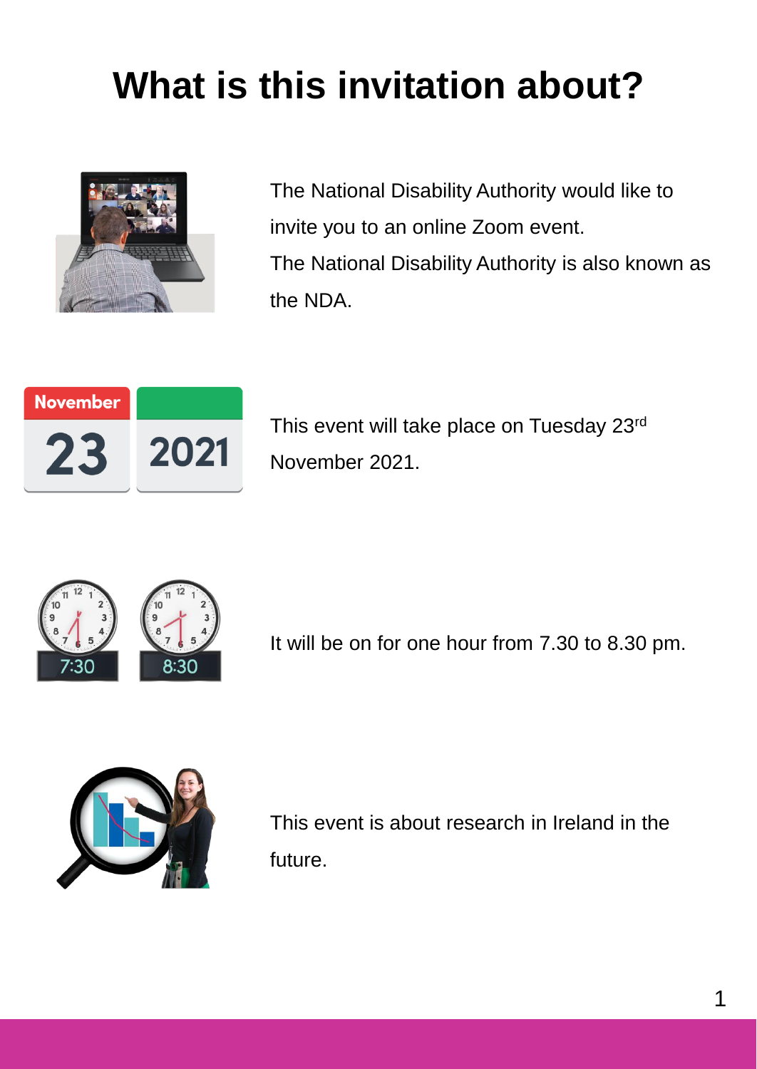# What is this invitation about?

The National Disability Authority would like to invite you to an online Zoom event.
The National Disability Authority is also known as the NDA.

This event will take place on Tuesday 23rd November 2021.

It will be on for one hour from 7.30 to 8.30 pm.

This event is about research in Ireland in the future.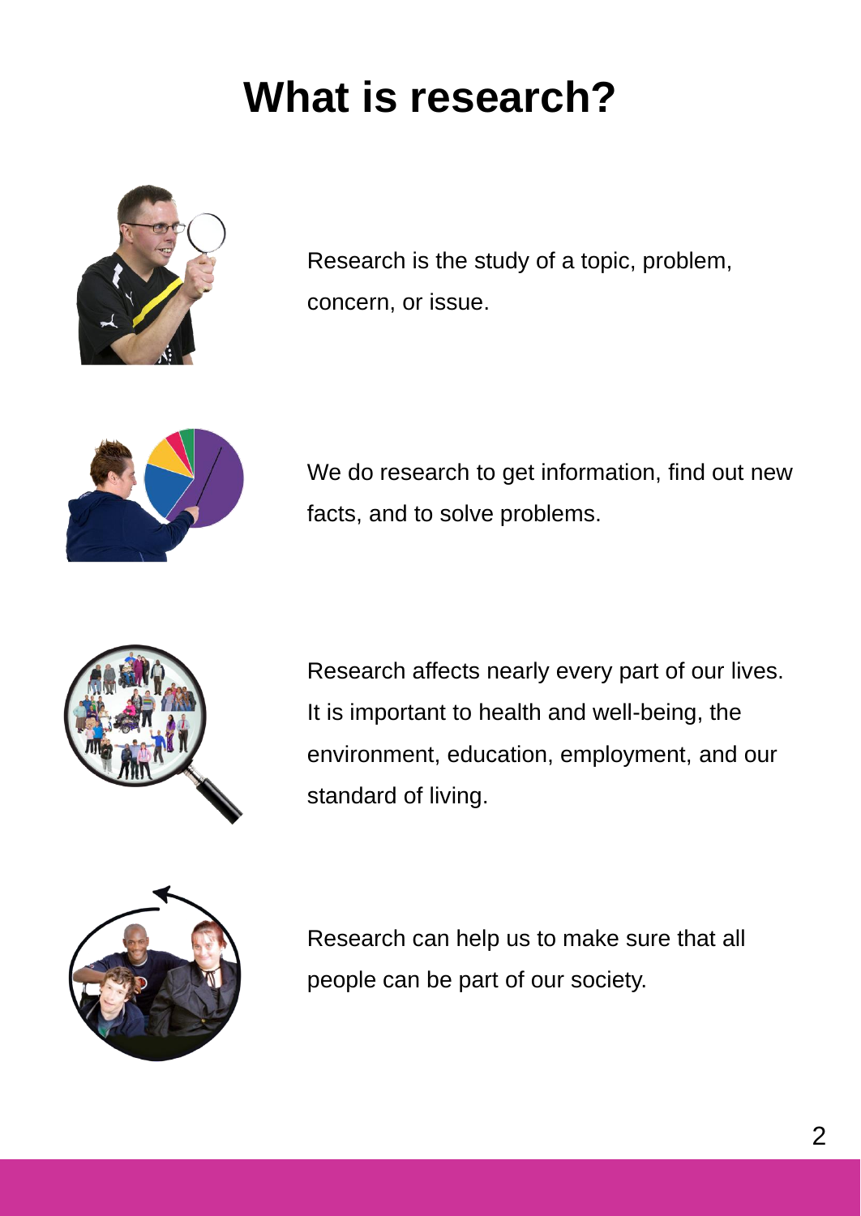# What is research?

Research is the study of a topic, problem, concern, or issue.

We do research to get information, find out new facts, and to solve problems.

Research affects nearly every part of our lives. It is important to health and well-being, the environment, education, employment, and our standard of living.

Research can help us to make sure that all people can be part of our society.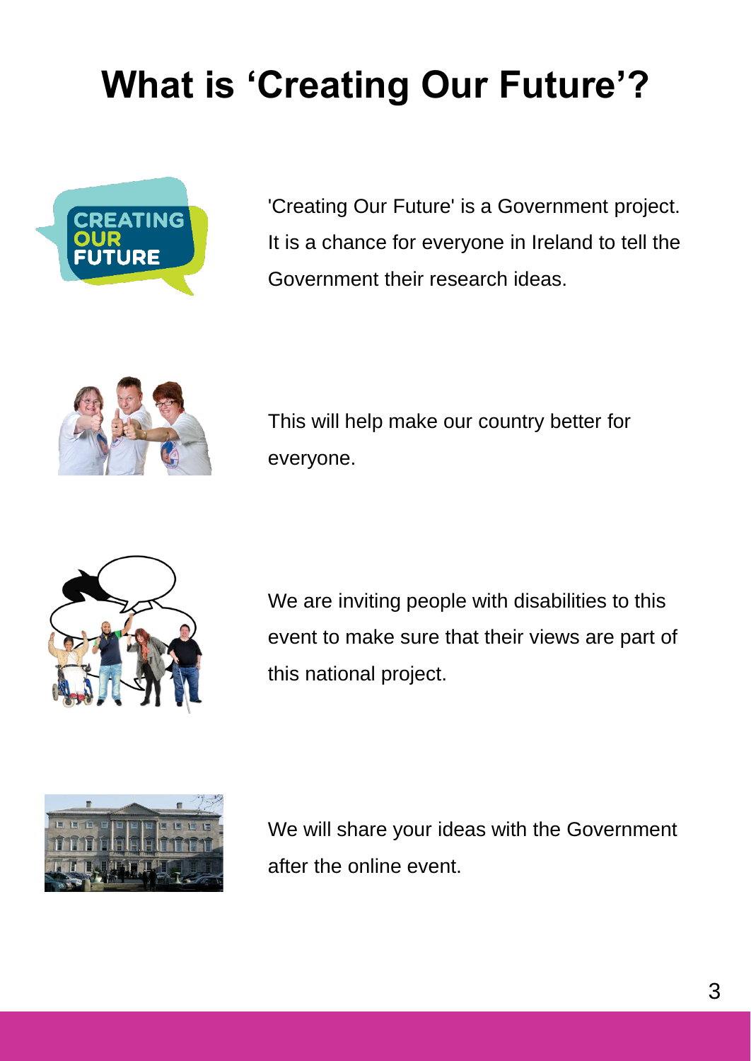# What is ‘Creating Our Future’?

'Creating Our Future' is a Government project. It is a chance for everyone in Ireland to tell the Government their research ideas.

This will help make our country better for everyone.

We are inviting people with disabilities to this event to make sure that their views are part of this national project.

We will share your ideas with the Government after the online event.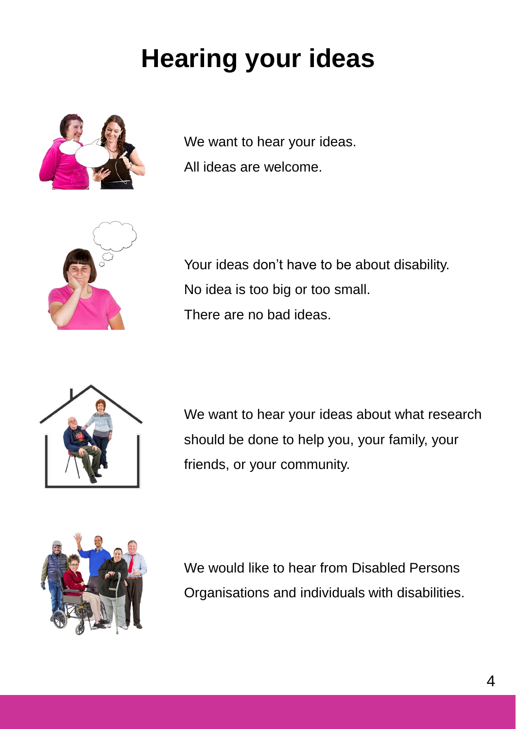# Hearing your ideas

We want to hear your ideas.
All ideas are welcome.

Your ideas don't have to be about disability.
No idea is too big or too small.
There are no bad ideas.

We want to hear your ideas about what research should be done to help you, your family, your friends, or your community.

We would like to hear from Disabled Persons Organisations and individuals with disabilities.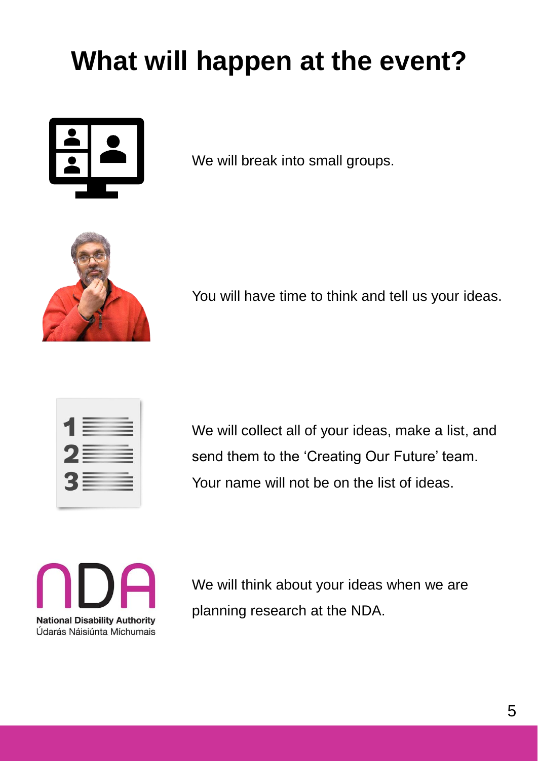# What will happen at the event?

We will break into small groups.

You will have time to think and tell us your ideas.

We will collect all of your ideas, make a list, and send them to the 'Creating Our Future' team. Your name will not be on the list of ideas.

We will think about your ideas when we are planning research at the NDA.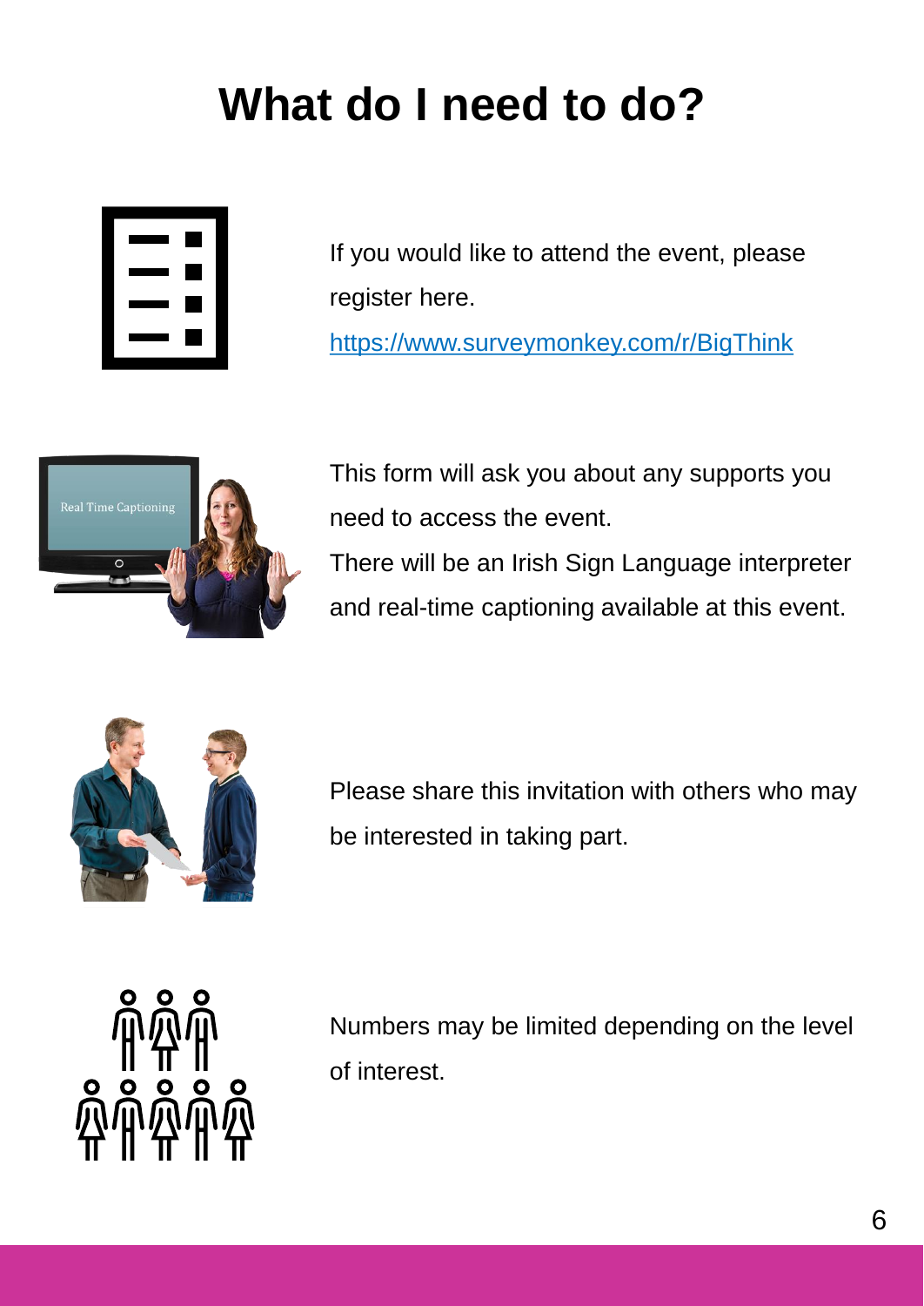# What do I need to do?

If you would like to attend the event, please register here.
https://www.surveymonkey.com/r/BigThink

This form will ask you about any supports you need to access the event.
There will be an Irish Sign Language interpreter and real-time captioning available at this event.

Please share this invitation with others who may be interested in taking part.

Numbers may be limited depending on the level of interest.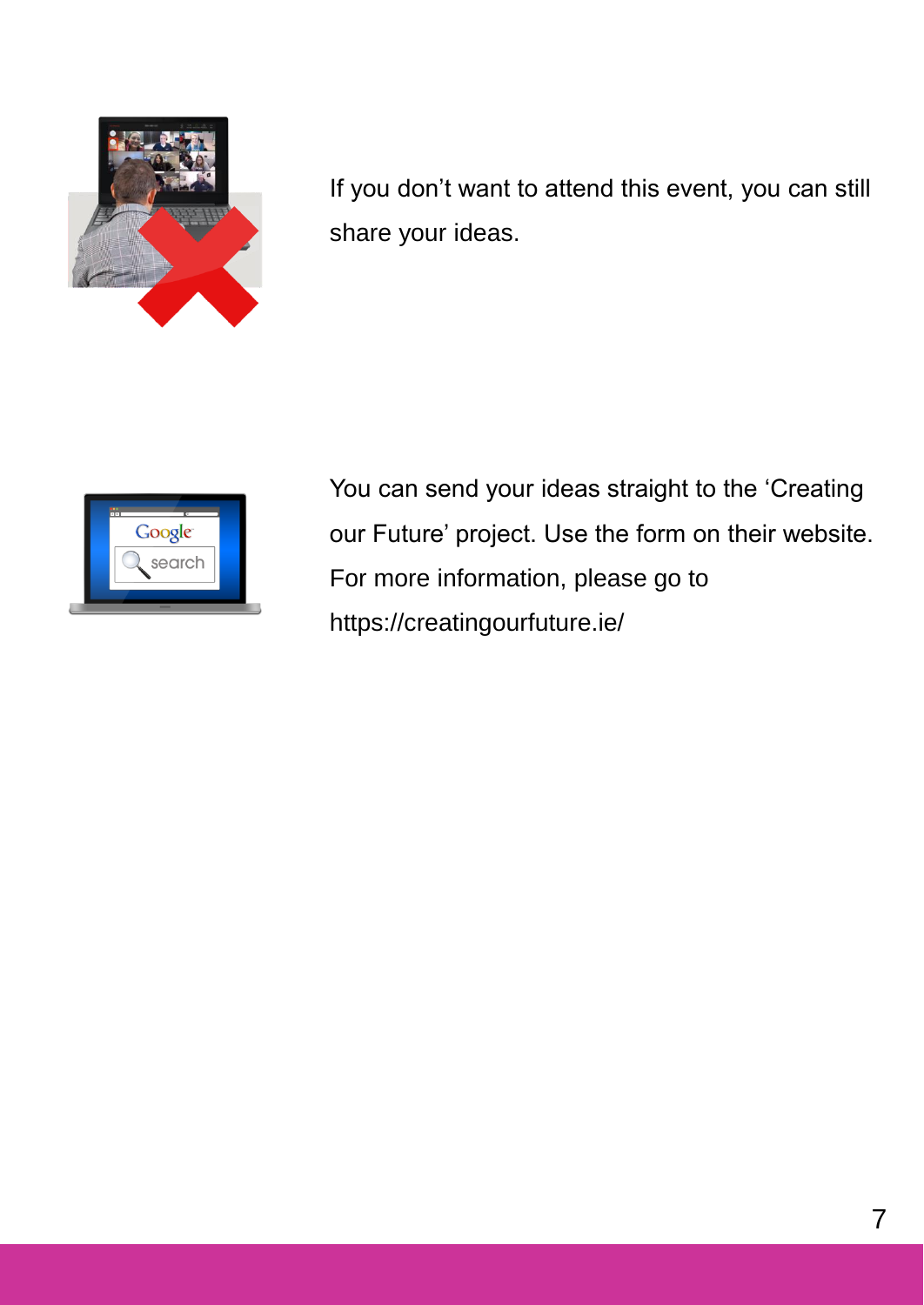If you don’t want to attend this event, you can still share your ideas.

You can send your ideas straight to the ‘Creating our Future’ project. Use the form on their website. For more information, please go to https://creatingourfuture.ie/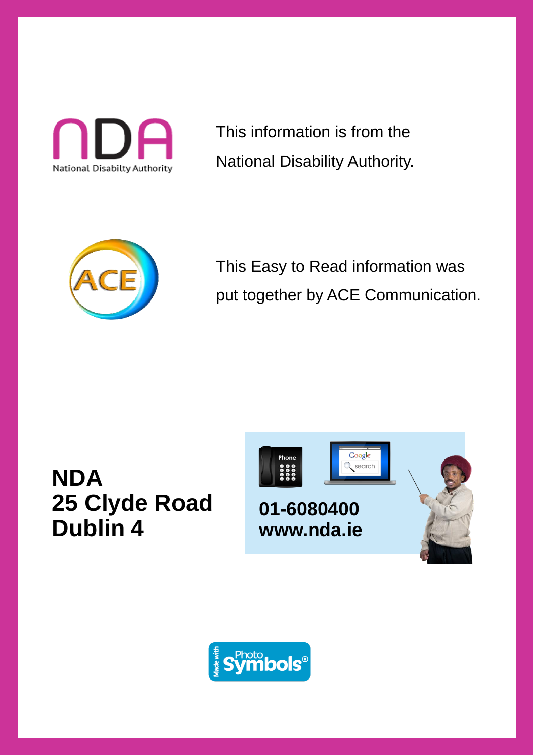This information is from the National Disability Authority.

This Easy to Read information was put together by ACE Communication.

**NDA**
**25 Clyde Road**
**Dublin 4**

**01-6080400**
**www.nda.ie**